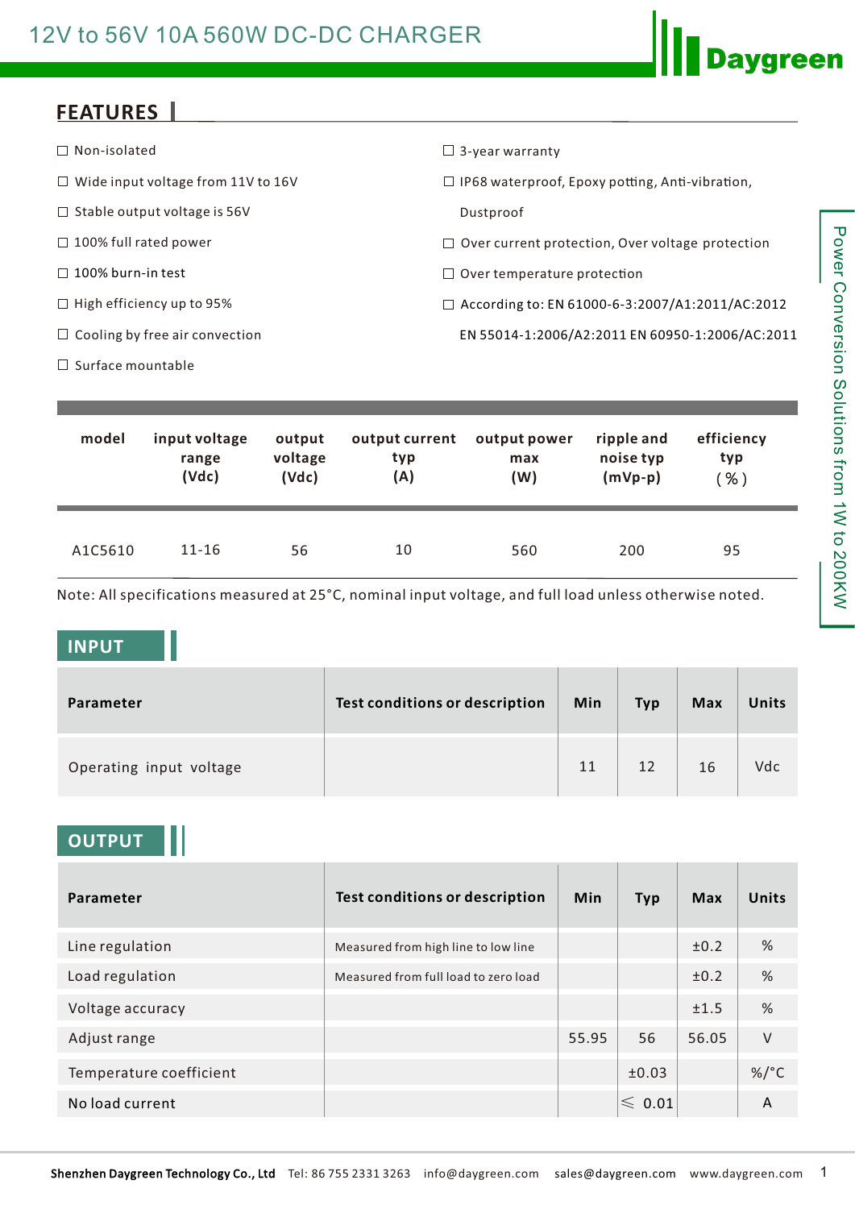# 12V to 56V 10A 560W DC-DC CHARGER

Daygreen

Power Conversion Solutions from 1W to 200KW

## FEATURES

- ☐ Non-isolated
- ☐ Wide input voltage from 11V to 16V
- ☐ Stable output voltage is 56V
- ☐ 100% full rated power
- ☐ 100% burn-in test
- ☐ High efficiency up to 95%
- ☐ Cooling by free air convection
- ☐ Surface mountable
- ☐ 3-year warranty
- ☐ IP68 waterproof, Epoxy potting, Anti-vibration, Dustproof
- ☐ Over current protection, Over voltage protection
- ☐ Over temperature protection
- ☐ According to: EN 61000-6-3:2007/A1:2011/AC:2012 EN 55014-1:2006/A2:2011 EN 60950-1:2006/AC:2011

| model | input voltage range (Vdc) | output voltage (Vdc) | output current typ (A) | output power max (W) | ripple and noise typ (mVp-p) | efficiency typ ( % ) |
|---|---|---|---|---|---|---|
| A1C5610 | 11-16 | 56 | 10 | 560 | 200 | 95 |

Note: All specifications measured at 25°C, nominal input voltage, and full load unless otherwise noted.

## INPUT

| Parameter | Test conditions or description | Min | Typ | Max | Units |
|---|---|---|---|---|---|
| Operating input voltage | | 11 | 12 | 16 | Vdc |

## OUTPUT

| Parameter | Test conditions or description | Min | Typ | Max | Units |
|---|---|---|---|---|---|
| Line regulation | Measured from high line to low line | | | ±0.2 | % |
| Load regulation | Measured from full load to zero load | | | ±0.2 | % |
| Voltage accuracy | | | | ±1.5 | % |
| Adjust range | | 55.95 | 56 | 56.05 | V |
| Temperature coefficient | | | ±0.03 | | %/°C |
| No load current | | | ⩽ 0.01 | | A |

Shenzhen Daygreen Technology Co., Ltd  Tel: 86 755 2331 3263  info@daygreen.com  sales@daygreen.com  www.daygreen.com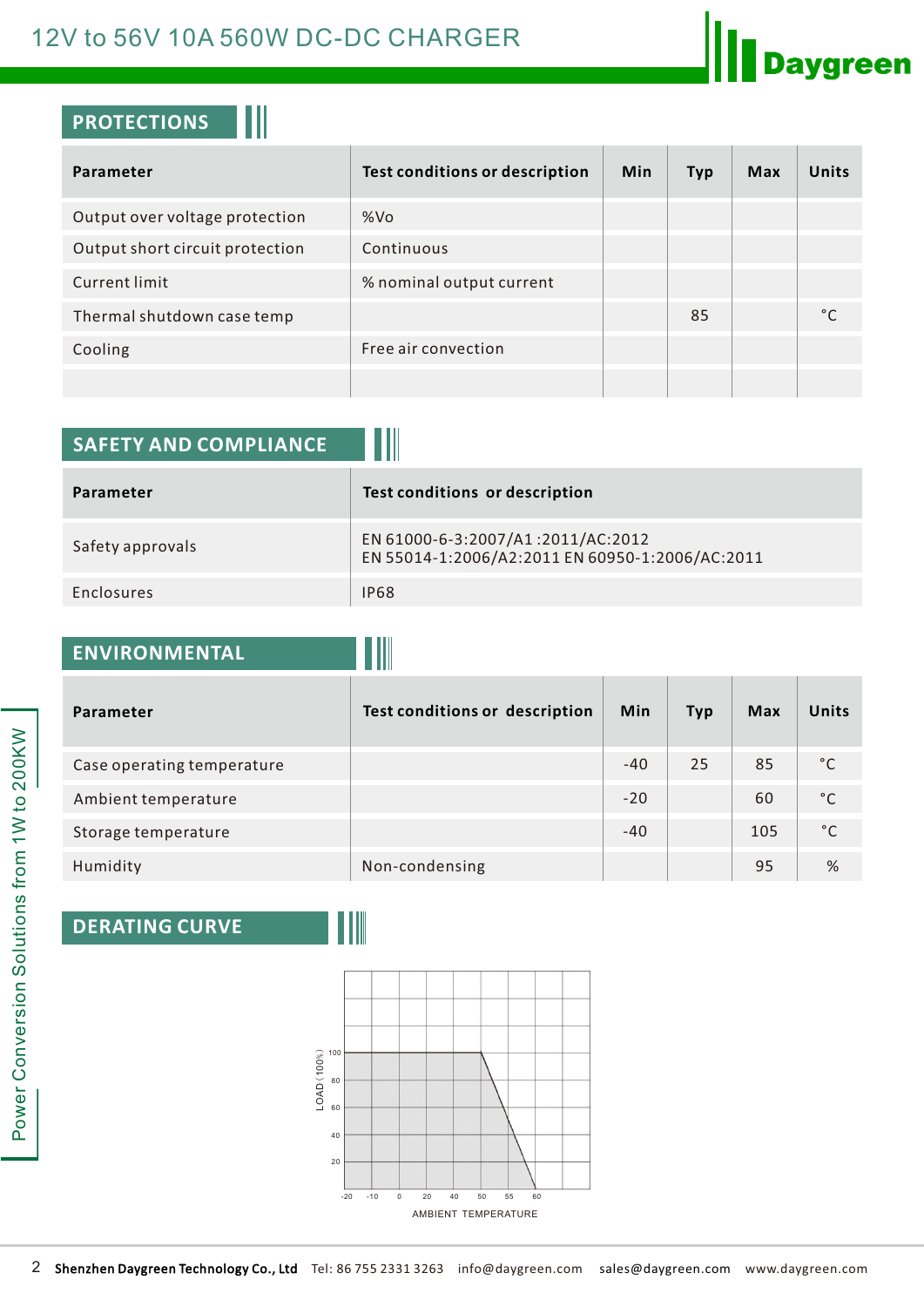## PROTECTIONS

| Parameter | Test conditions or description | Min | Typ | Max | Units |
|---|---|---|---|---|---|
| Output over voltage protection | %Vo | | | | |
| Output short circuit protection | Continuous | | | | |
| Current limit | % nominal output current | | | | |
| Thermal shutdown case temp | | | 85 | | °C |
| Cooling | Free air convection | | | | |
| | | | | | |

## SAFETY AND COMPLIANCE

| Parameter | Test conditions or description |
|---|---|
| Safety approvals | EN 61000-6-3:2007/A1 :2011/AC:2012<br>EN 55014-1:2006/A2:2011 EN 60950-1:2006/AC:2011 |
| Enclosures | IP68 |

## ENVIRONMENTAL

| Parameter | Test conditions or description | Min | Typ | Max | Units |
|---|---|---|---|---|---|
| Case operating temperature | | -40 | 25 | 85 | °C |
| Ambient temperature | | -20 | | 60 | °C |
| Storage temperature | | -40 | | 105 | °C |
| Humidity | Non-condensing | | | 95 | % |

## DERATING CURVE

LOAD (100%): 100, 80, 60, 40, 20

AMBIENT TEMPERATURE: -20, -10, 0, 20, 40, 50, 55, 60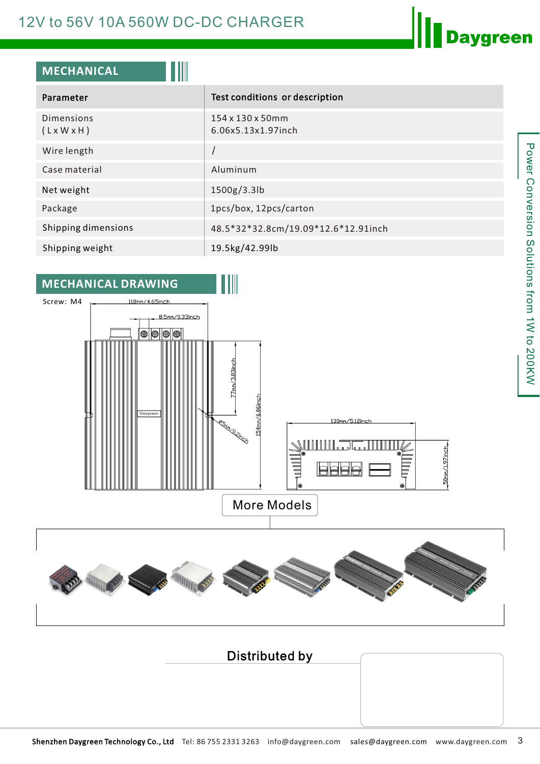# 12V to 56V 10A 560W DC-DC CHARGER

## MECHANICAL

| Parameter | Test conditions or description |
|---|---|
| Dimensions ( L x W x H ) | 154 x 130 x 50mm 6.06x5.13x1.97inch |
| Wire length | / |
| Case material | Aluminum |
| Net weight | 1500g/3.3lb |
| Package | 1pcs/box, 12pcs/carton |
| Shipping dimensions | 48.5*32*32.8cm/19.09*12.6*12.91inch |
| Shipping weight | 19.5kg/42.99lb |

## MECHANICAL DRAWING

Screw: M4

118mm/4.65inch

8.5mm/0.33inch

77mm/3.03inch

154mm/6.06inch

ø5mm/0.2inch

Daygreen

130mm/5.12inch

50mm/1.97inch

More Models

Distributed by

Power Conversion Solutions from 1W to 200KW

Shenzhen Daygreen Technology Co., Ltd Tel: 86 755 2331 3263 info@daygreen.com sales@daygreen.com www.daygreen.com